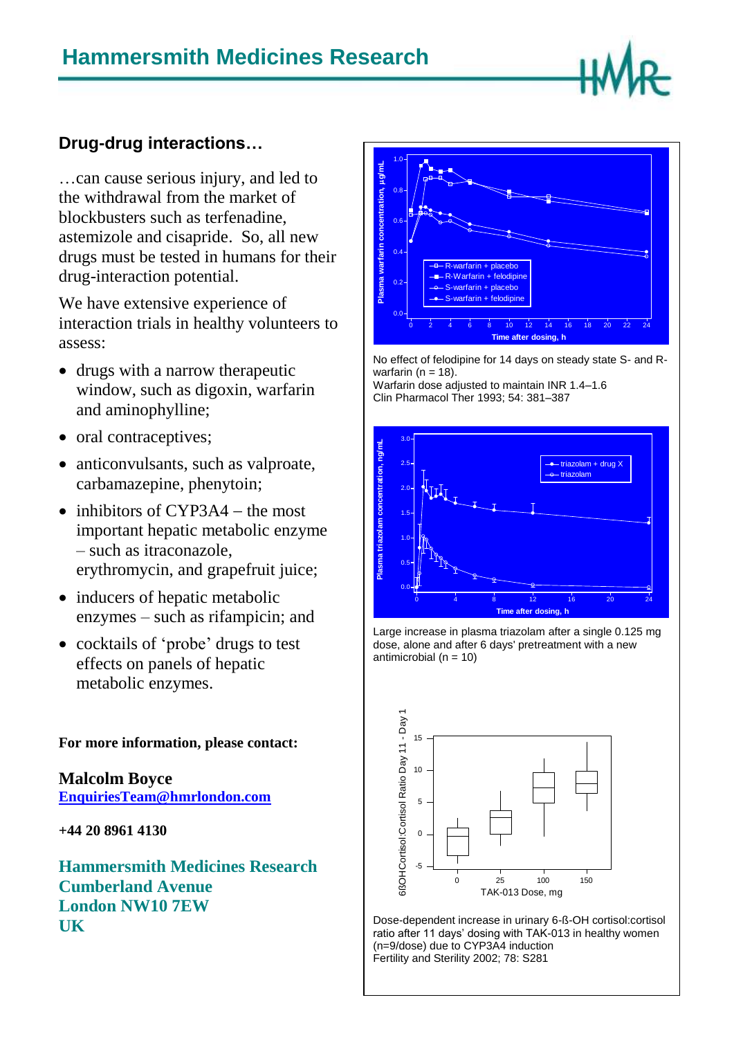# Hammersmith Medicines Research

## Drug-drug interactions…

…can cause serious injury, and led to the withdrawal from the market of blockbusters such as terfenadine, astemizole and cisapride. So, all new drugs must be tested in humans for their drug-interaction potential.

We have extensive experience of interaction trials in healthy volunteers to assess:

- drugs with a narrow therapeutic window, such as digoxin, warfarin and aminophylline;
- oral contraceptives;
- anticonvulsants, such as valproate, carbamazepine, phenytoin;
- inhibitors of CYP3A4 – the most important hepatic metabolic enzyme – such as itraconazole, erythromycin, and grapefruit juice;
- inducers of hepatic metabolic enzymes – such as rifampicin; and
- cocktails of 'probe' drugs to test effects on panels of hepatic metabolic enzymes.

**For more information, please contact:**

**Malcolm Boyce**
**EnquiriesTeam@hmrlondon.com**

**+44 20 8961 4130**

**Hammersmith Medicines Research**
**Cumberland Avenue**
**London NW10 7EW**
**UK**

No effect of felodipine for 14 days on steady state S- and R-warfarin (n = 18).
Warfarin dose adjusted to maintain INR 1.4–1.6
Clin Pharmacol Ther 1993; 54: 381–387

Large increase in plasma triazolam after a single 0.125 mg dose, alone and after 6 days' pretreatment with a new antimicrobial (n = 10)

Dose-dependent increase in urinary 6-ß-OH cortisol:cortisol ratio after 11 days' dosing with TAK-013 in healthy women (n=9/dose) due to CYP3A4 induction
Fertility and Sterility 2002; 78: S281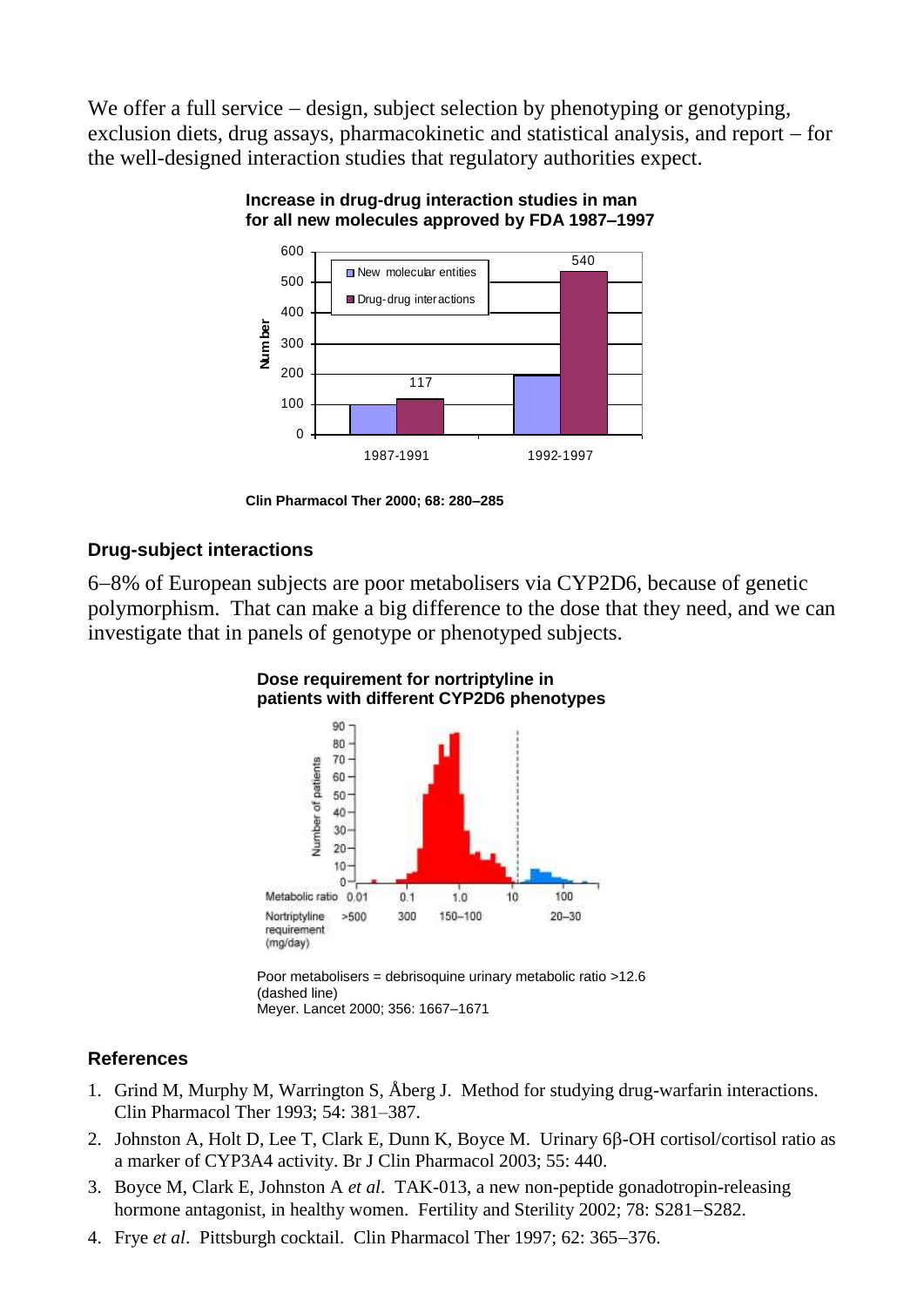We offer a full service – design, subject selection by phenotyping or genotyping, exclusion diets, drug assays, pharmacokinetic and statistical analysis, and report – for the well-designed interaction studies that regulatory authorities expect.

**Increase in drug-drug interaction studies in man for all new molecules approved by FDA 1987–1997**

600
500
400
300
200
100
0

Number

New molecular entities
Drug-drug interactions

117
540

1987-1991
1992-1997

Clin Pharmacol Ther 2000; 68: 280–285

### Drug-subject interactions

6–8% of European subjects are poor metabolisers via CYP2D6, because of genetic polymorphism. That can make a big difference to the dose that they need, and we can investigate that in panels of genotype or phenotyped subjects.

**Dose requirement for nortriptyline in patients with different CYP2D6 phenotypes**

90
80
70
60
50
40
30
20
10
0

Number of patients

Metabolic ratio 0.01 0.1 1.0 10 100

Nortriptyline requirement (mg/day) >500 300 150–100 20–30

Poor metabolisers = debrisoquine urinary metabolic ratio >12.6 (dashed line)
Meyer. Lancet 2000; 356: 1667–1671

### References

1. Grind M, Murphy M, Warrington S, Åberg J. Method for studying drug-warfarin interactions. Clin Pharmacol Ther 1993; 54: 381–387.
2. Johnston A, Holt D, Lee T, Clark E, Dunn K, Boyce M. Urinary 6β-OH cortisol/cortisol ratio as a marker of CYP3A4 activity. Br J Clin Pharmacol 2003; 55: 440.
3. Boyce M, Clark E, Johnston A *et al*. TAK-013, a new non-peptide gonadotropin-releasing hormone antagonist, in healthy women. Fertility and Sterility 2002; 78: S281–S282.
4. Frye *et al*. Pittsburgh cocktail. Clin Pharmacol Ther 1997; 62: 365–376.